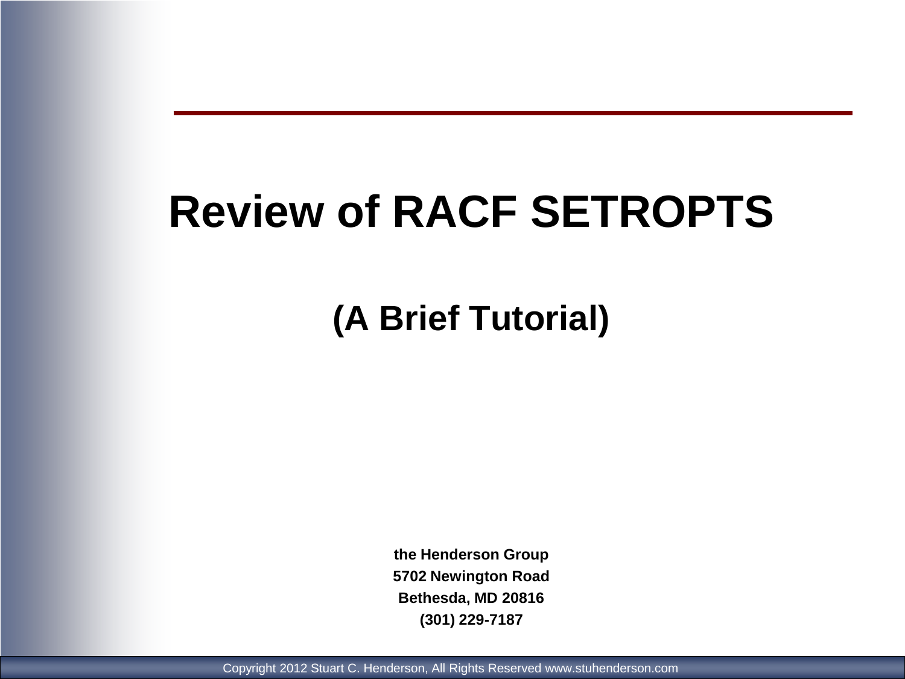# Review of RACF SETROPTS

## (A Brief Tutorial)

**the Henderson Group**
**5702 Newington Road**
**Bethesda, MD 20816**
**(301) 229-7187**

Copyright 2012 Stuart C. Henderson, All Rights Reserved www.stuhenderson.com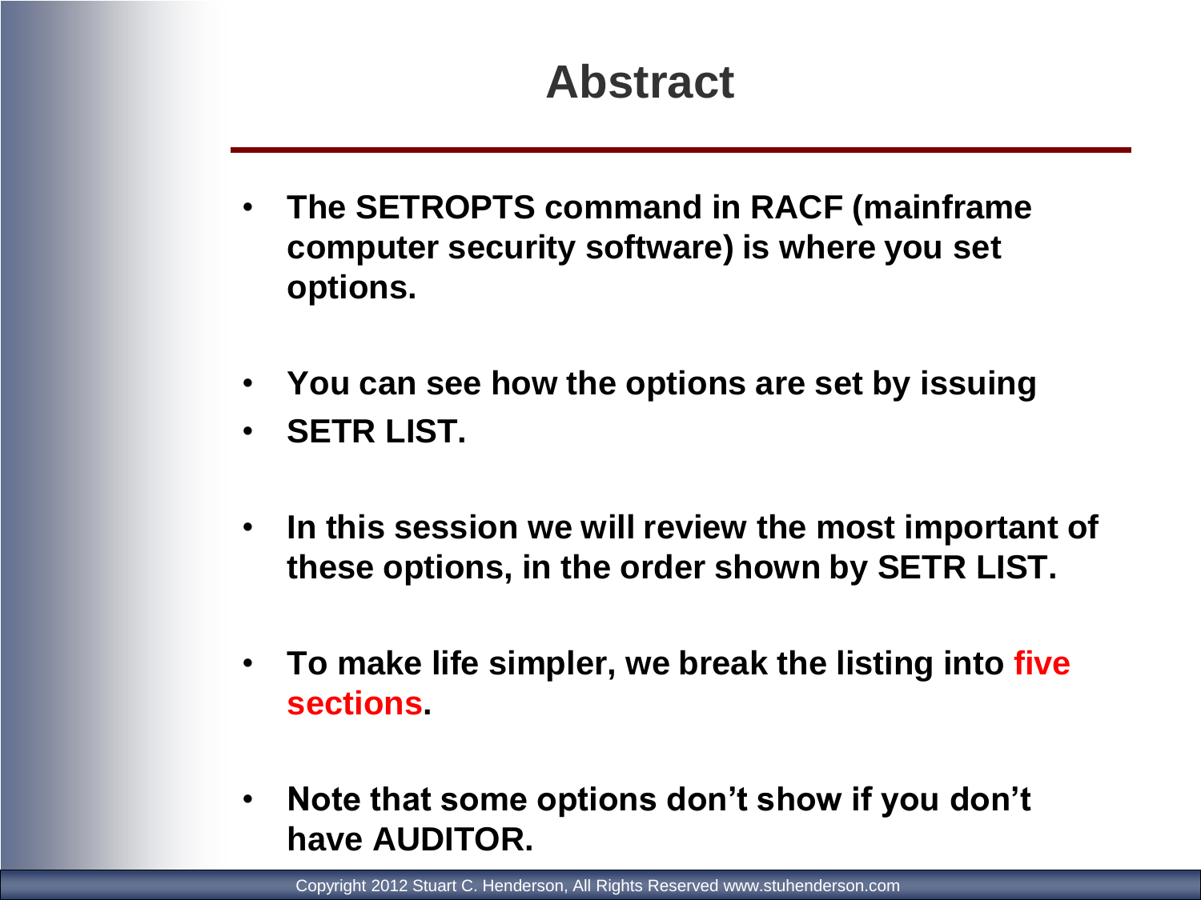# Abstract

- **The SETROPTS command in RACF (mainframe computer security software) is where you set options.**
- **You can see how the options are set by issuing**
- **SETR LIST.**
- **In this session we will review the most important of these options, in the order shown by SETR LIST.**
- **To make life simpler, we break the listing into five sections.**
- **Note that some options don't show if you don't have AUDITOR.**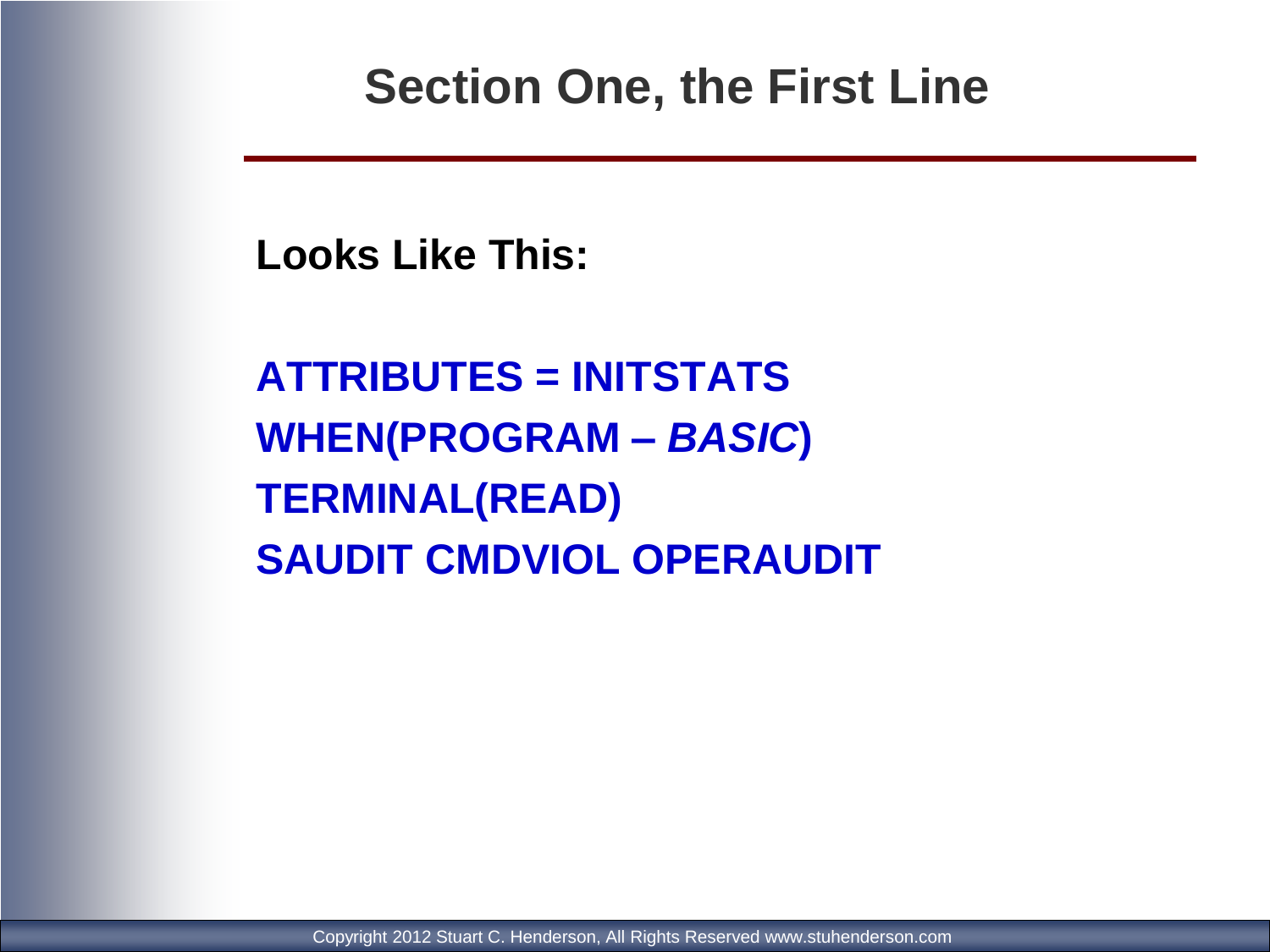# Section One, the First Line

**Looks Like This:**

**ATTRIBUTES = INITSTATS**
**WHEN(PROGRAM – *BASIC*)**
**TERMINAL(READ)**
**SAUDIT CMDVIOL OPERAUDIT**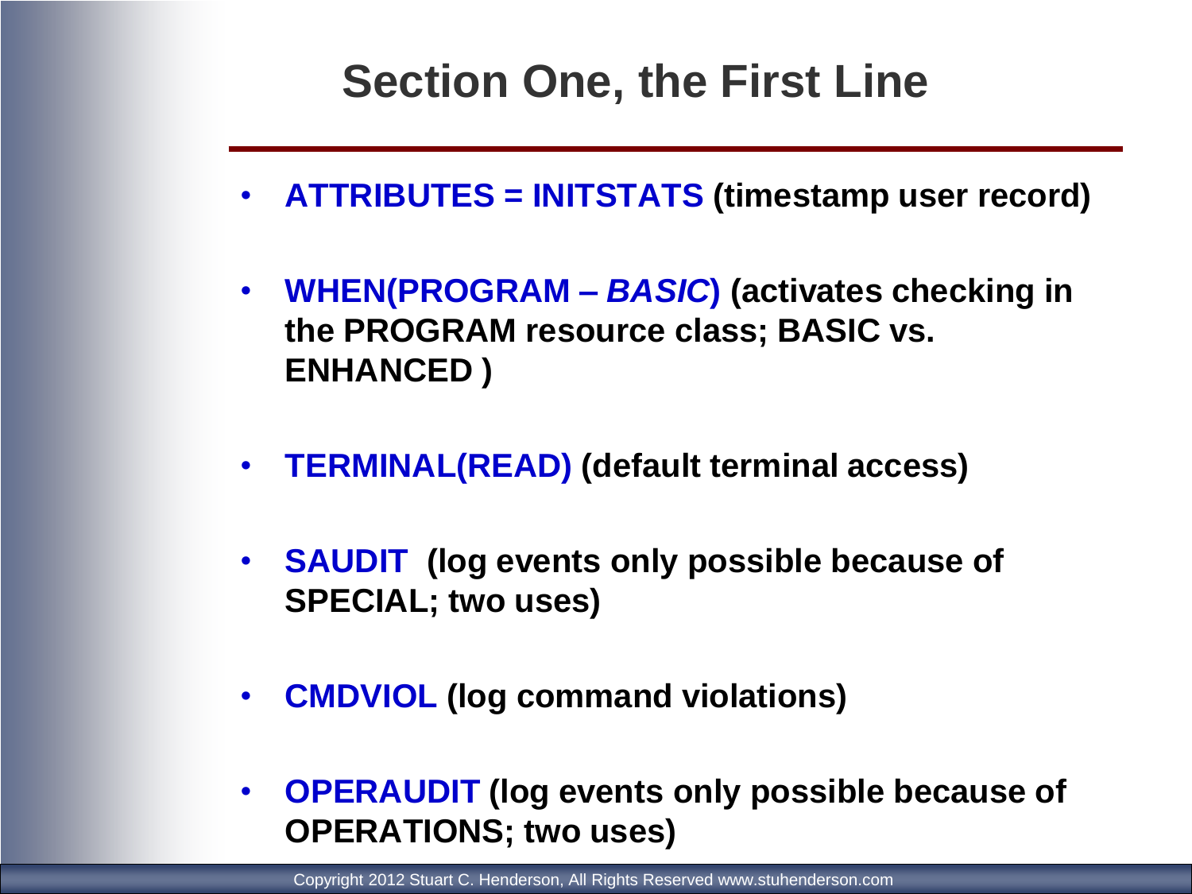# Section One, the First Line

- **ATTRIBUTES = INITSTATS (timestamp user record)**
- **WHEN(PROGRAM – *BASIC*) (activates checking in the PROGRAM resource class; BASIC vs. ENHANCED )**
- **TERMINAL(READ) (default terminal access)**
- **SAUDIT (log events only possible because of SPECIAL; two uses)**
- **CMDVIOL (log command violations)**
- **OPERAUDIT (log events only possible because of OPERATIONS; two uses)**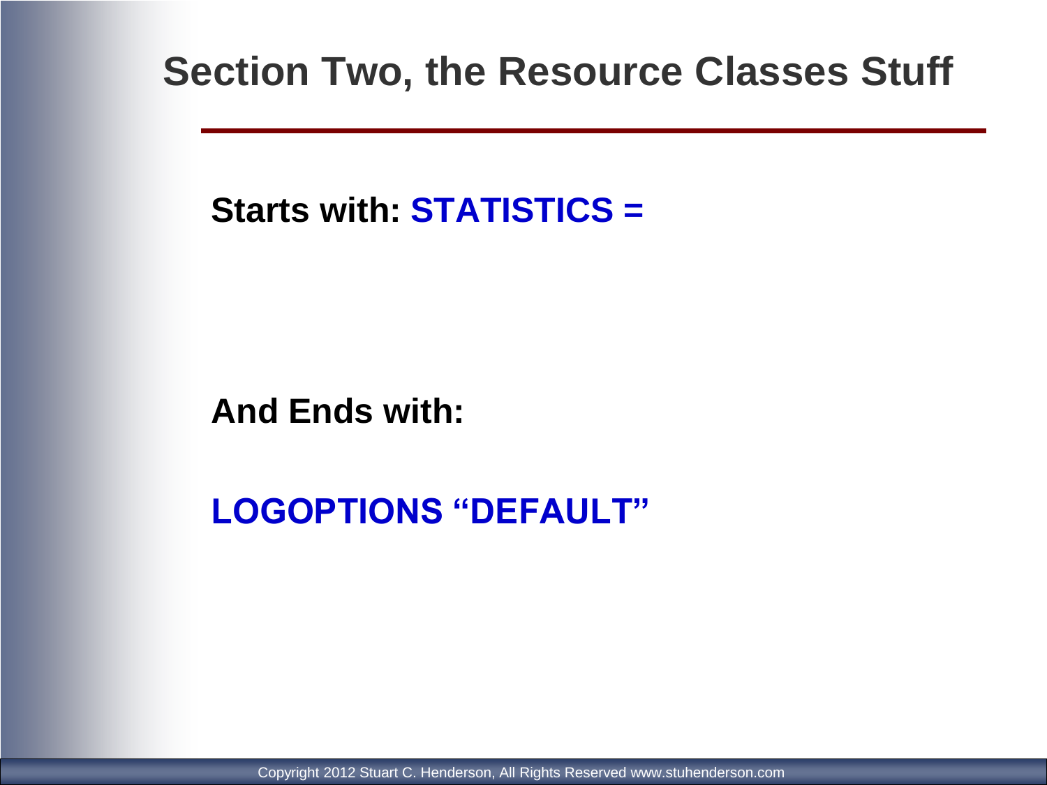# Section Two, the Resource Classes Stuff

**Starts with: STATISTICS =**

**And Ends with:**

**LOGOPTIONS “DEFAULT”**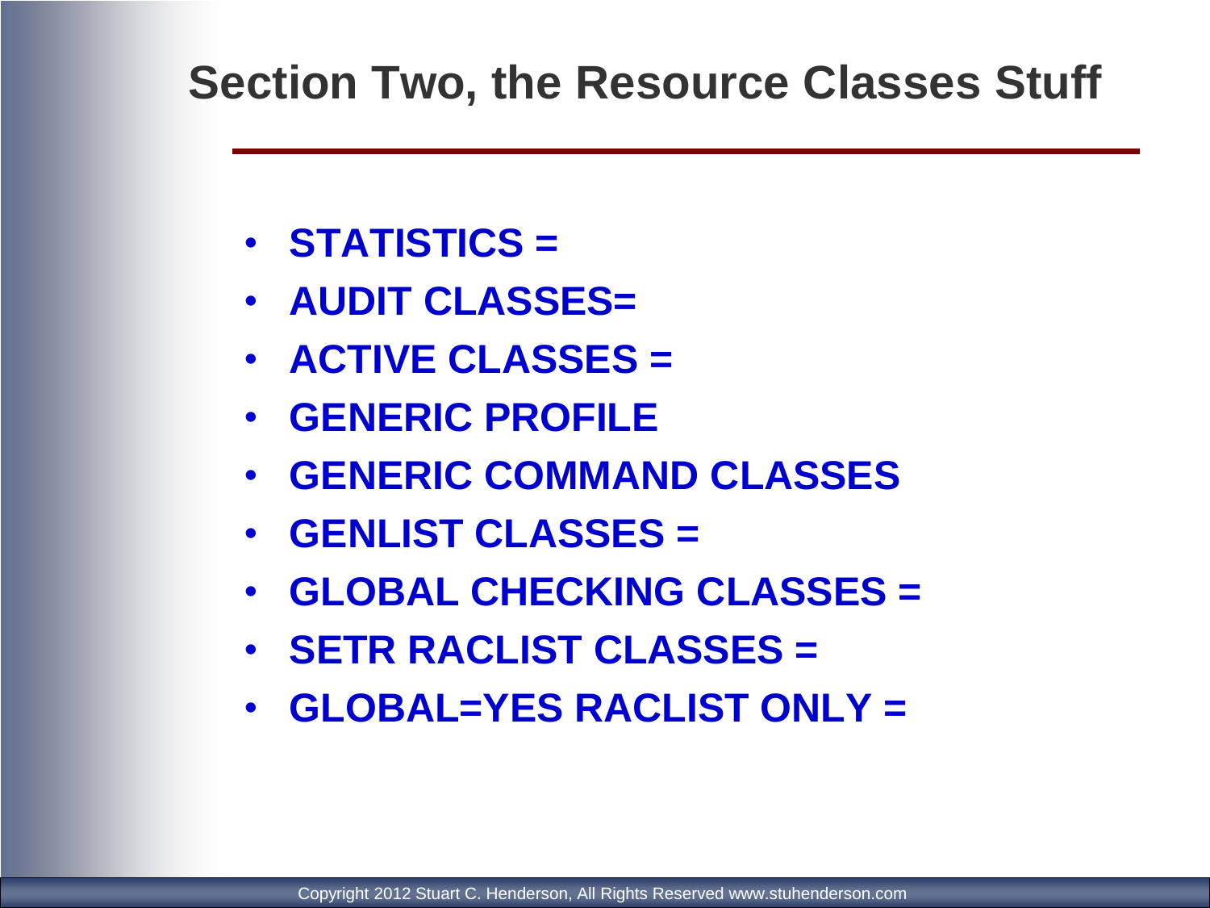# Section Two, the Resource Classes Stuff

- **STATISTICS =**
- **AUDIT CLASSES=**
- **ACTIVE CLASSES =**
- **GENERIC PROFILE**
- **GENERIC COMMAND CLASSES**
- **GENLIST CLASSES =**
- **GLOBAL CHECKING CLASSES =**
- **SETR RACLIST CLASSES =**
- **GLOBAL=YES RACLIST ONLY =**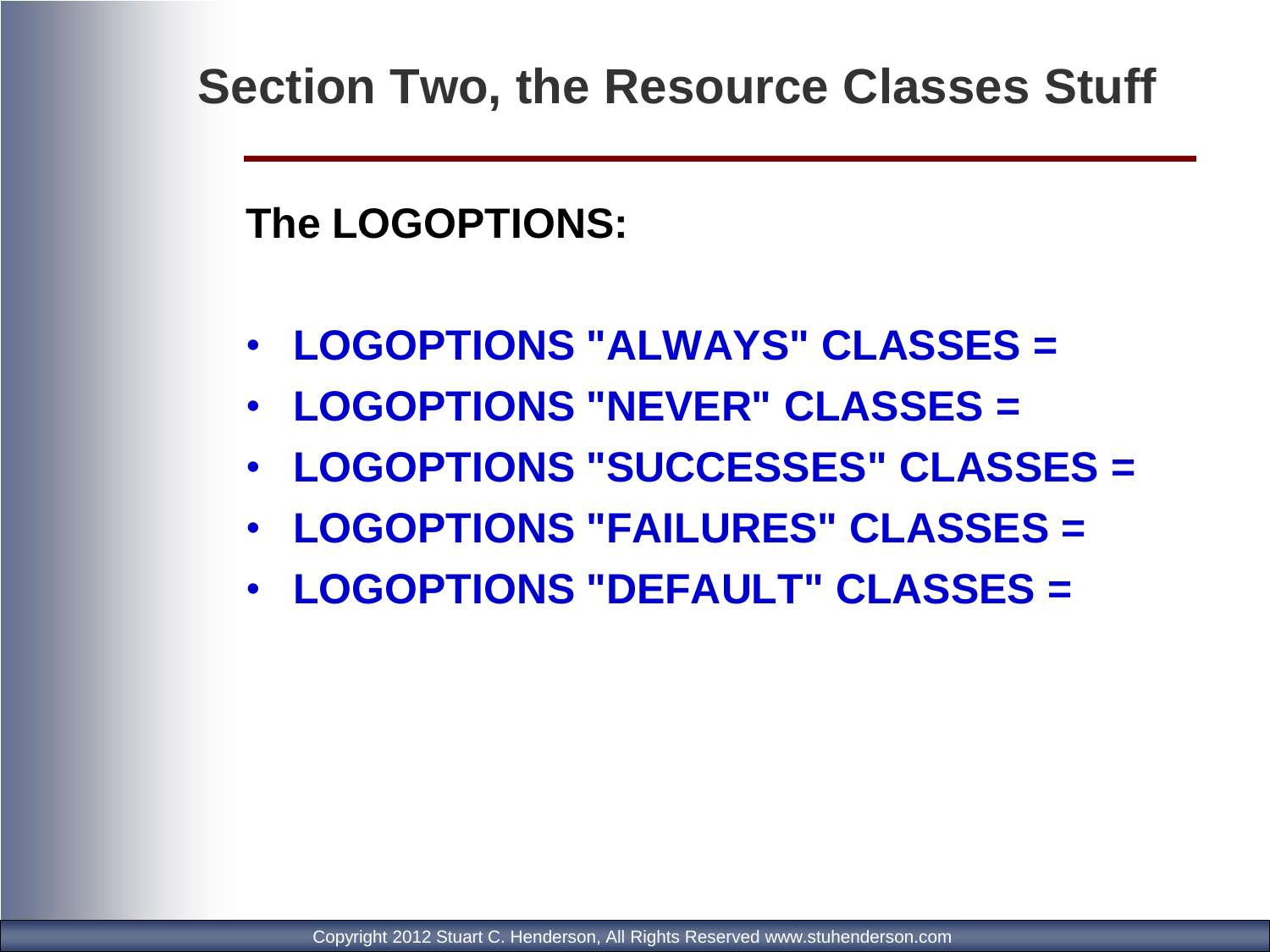# Section Two, the Resource Classes Stuff

**The LOGOPTIONS:**

- **LOGOPTIONS "ALWAYS" CLASSES =**
- **LOGOPTIONS "NEVER" CLASSES =**
- **LOGOPTIONS "SUCCESSES" CLASSES =**
- **LOGOPTIONS "FAILURES" CLASSES =**
- **LOGOPTIONS "DEFAULT" CLASSES =**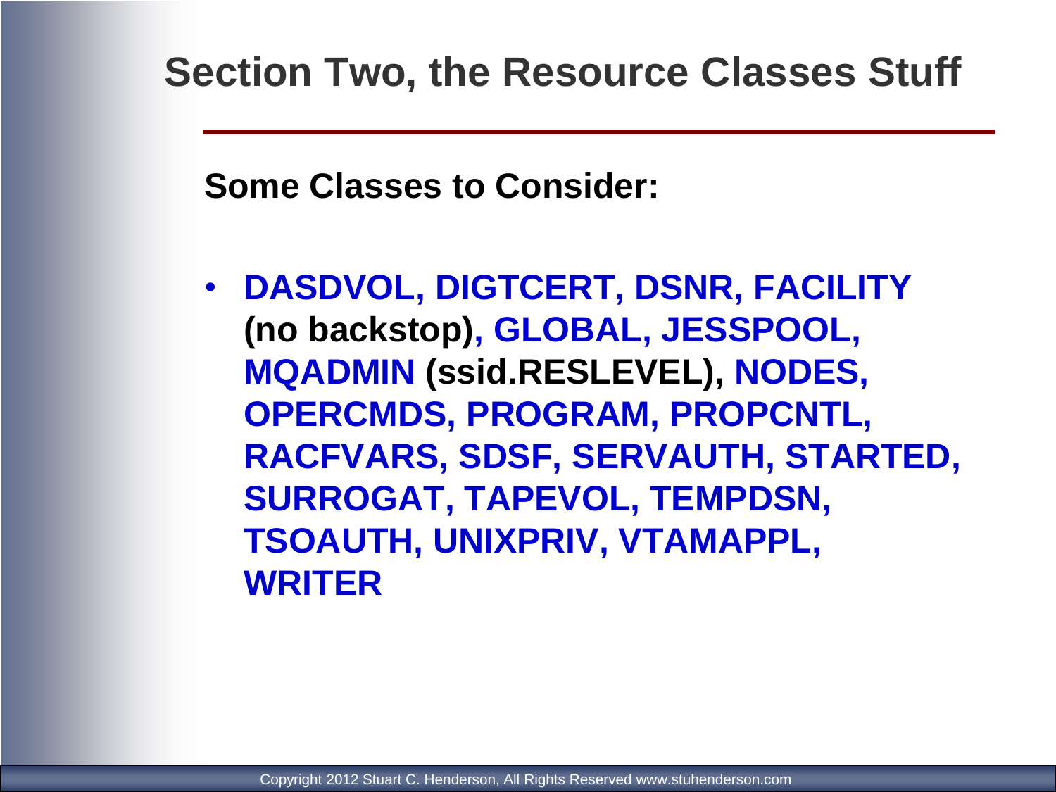# Section Two, the Resource Classes Stuff

**Some Classes to Consider:**

- **DASDVOL, DIGTCERT, DSNR, FACILITY (no backstop), GLOBAL, JESSPOOL, MQADMIN (ssid.RESLEVEL), NODES, OPERCMDS, PROGRAM, PROPCNTL, RACFVARS, SDSF, SERVAUTH, STARTED, SURROGAT, TAPEVOL, TEMPDSN, TSOAUTH, UNIXPRIV, VTAMAPPL, WRITER**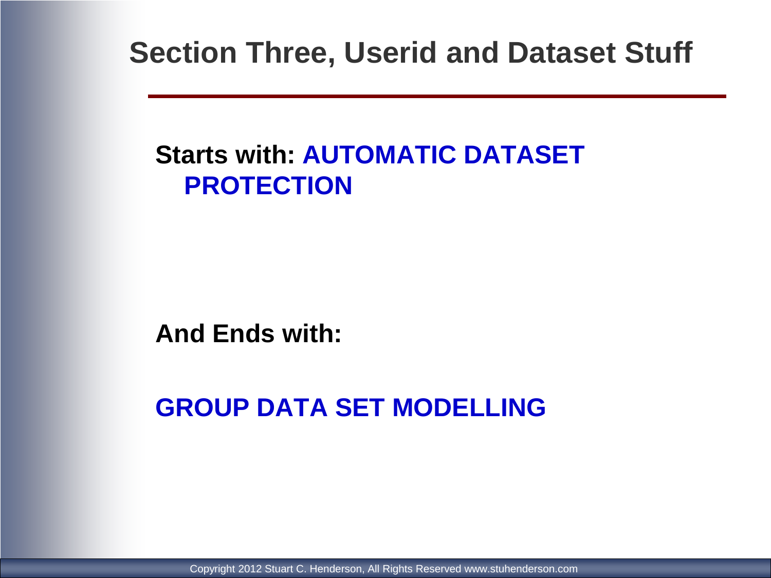# Section Three, Userid and Dataset Stuff

**Starts with: AUTOMATIC DATASET PROTECTION**

**And Ends with:**

**GROUP DATA SET MODELLING**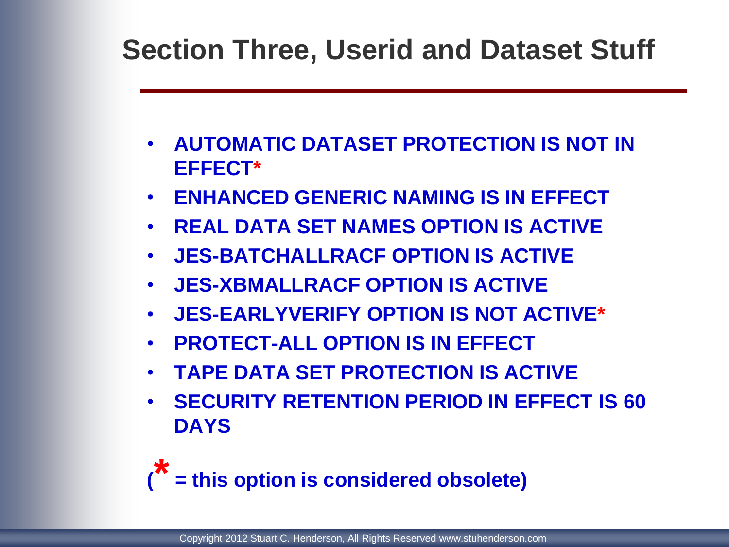# Section Three, Userid and Dataset Stuff

- **AUTOMATIC DATASET PROTECTION IS NOT IN EFFECT***
- **ENHANCED GENERIC NAMING IS IN EFFECT**
- **REAL DATA SET NAMES OPTION IS ACTIVE**
- **JES-BATCHALLRACF OPTION IS ACTIVE**
- **JES-XBMALLRACF OPTION IS ACTIVE**
- **JES-EARLYVERIFY OPTION IS NOT ACTIVE***
- **PROTECT-ALL OPTION IS IN EFFECT**
- **TAPE DATA SET PROTECTION IS ACTIVE**
- **SECURITY RETENTION PERIOD IN EFFECT IS 60 DAYS**

**(* = this option is considered obsolete)**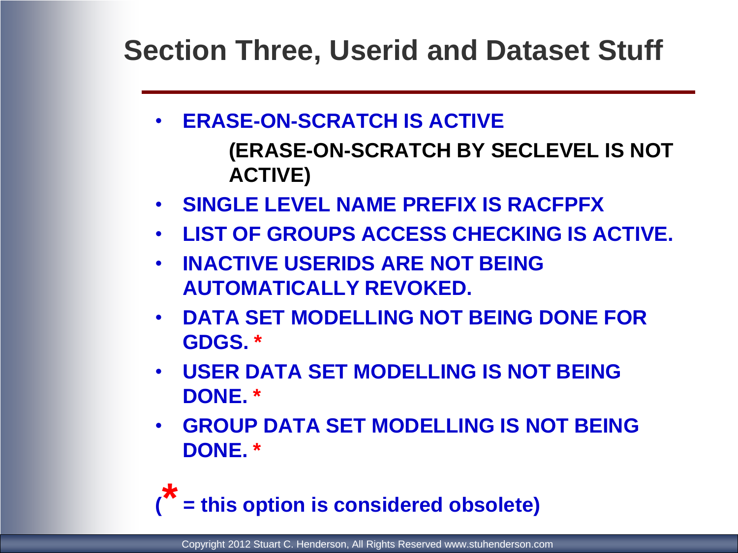# Section Three, Userid and Dataset Stuff

- **ERASE-ON-SCRATCH IS ACTIVE**
  **(ERASE-ON-SCRATCH BY SECLEVEL IS NOT ACTIVE)**
- **SINGLE LEVEL NAME PREFIX IS RACFPFX**
- **LIST OF GROUPS ACCESS CHECKING IS ACTIVE.**
- **INACTIVE USERIDS ARE NOT BEING AUTOMATICALLY REVOKED.**
- **DATA SET MODELLING NOT BEING DONE FOR GDGS. ***
- **USER DATA SET MODELLING IS NOT BEING DONE. ***
- **GROUP DATA SET MODELLING IS NOT BEING DONE. ***

**(* = this option is considered obsolete)**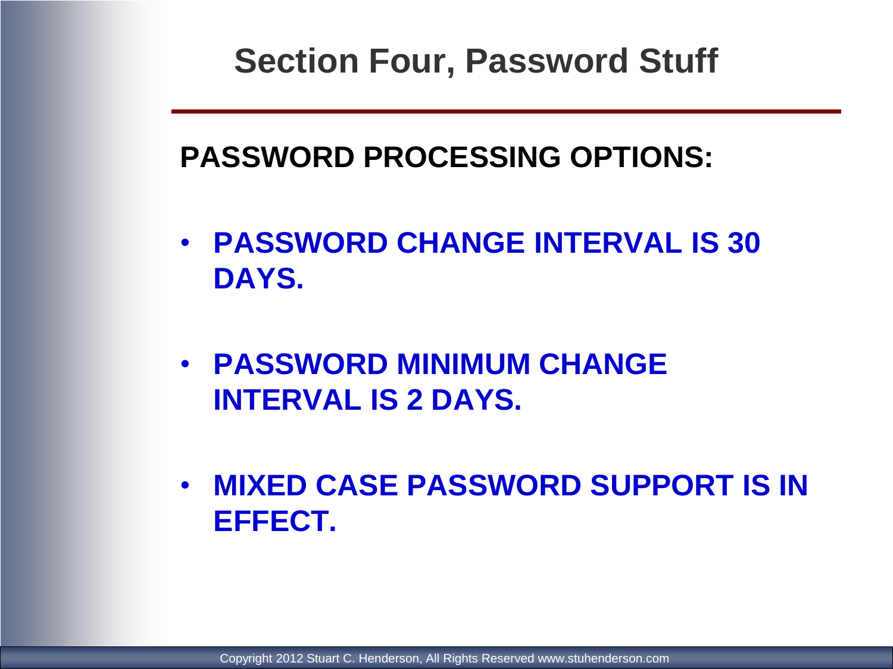# Section Four, Password Stuff

**PASSWORD PROCESSING OPTIONS:**

- **PASSWORD CHANGE INTERVAL IS 30 DAYS.**
- **PASSWORD MINIMUM CHANGE INTERVAL IS 2 DAYS.**
- **MIXED CASE PASSWORD SUPPORT IS IN EFFECT.**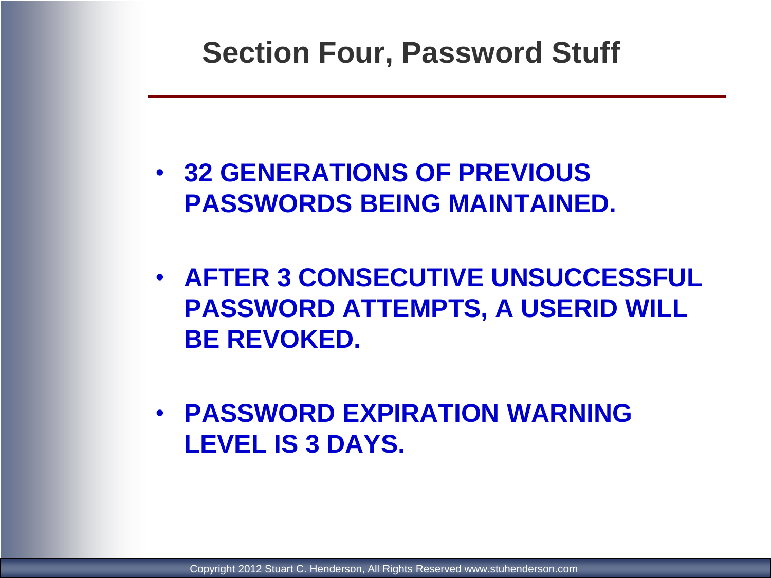# Section Four, Password Stuff

- **32 GENERATIONS OF PREVIOUS PASSWORDS BEING MAINTAINED.**
- **AFTER 3 CONSECUTIVE UNSUCCESSFUL PASSWORD ATTEMPTS, A USERID WILL BE REVOKED.**
- **PASSWORD EXPIRATION WARNING LEVEL IS 3 DAYS.**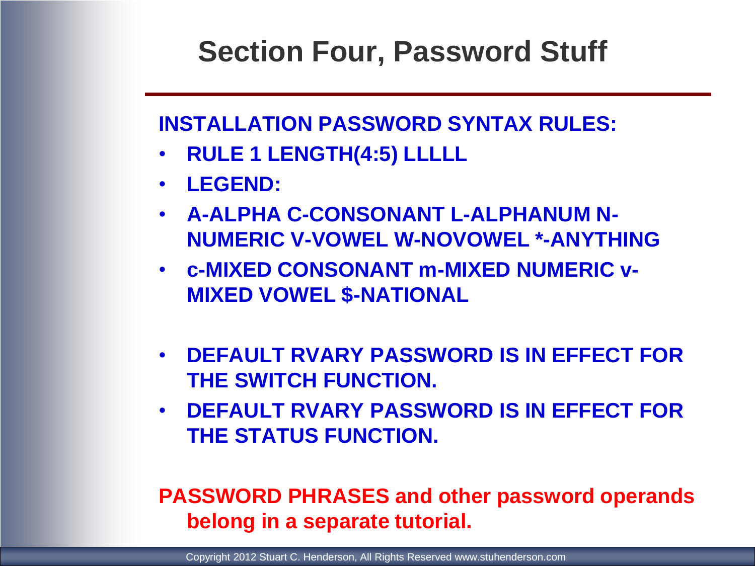# Section Four, Password Stuff

**INSTALLATION PASSWORD SYNTAX RULES:**

- **RULE 1 LENGTH(4:5) LLLLL**
- **LEGEND:**
- **A-ALPHA C-CONSONANT L-ALPHANUM N-NUMERIC V-VOWEL W-NOVOWEL *-ANYTHING**
- **c-MIXED CONSONANT m-MIXED NUMERIC v-MIXED VOWEL $-NATIONAL**

- **DEFAULT RVARY PASSWORD IS IN EFFECT FOR THE SWITCH FUNCTION.**
- **DEFAULT RVARY PASSWORD IS IN EFFECT FOR THE STATUS FUNCTION.**

**PASSWORD PHRASES and other password operands belong in a separate tutorial.**

Copyright 2012 Stuart C. Henderson, All Rights Reserved www.stuhenderson.com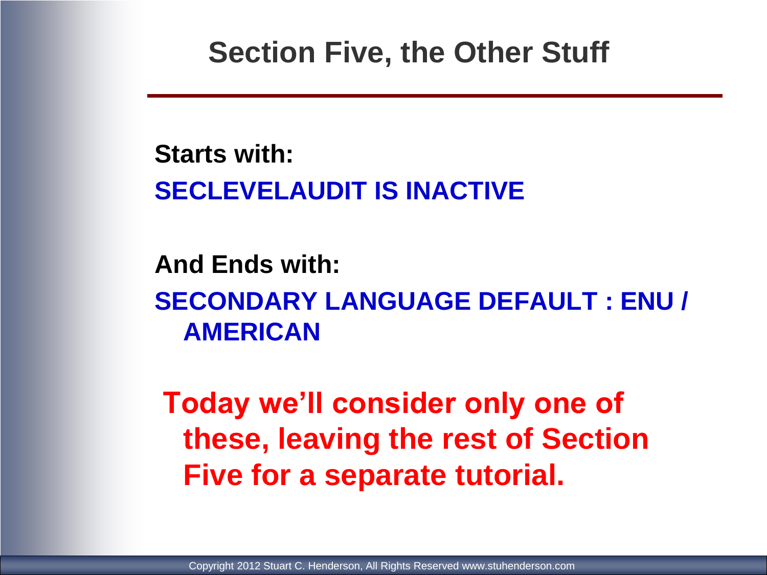# Section Five, the Other Stuff

**Starts with:**

**SECLEVELAUDIT IS INACTIVE**

**And Ends with:**

**SECONDARY LANGUAGE DEFAULT : ENU / AMERICAN**

**Today we'll consider only one of these, leaving the rest of Section Five for a separate tutorial.**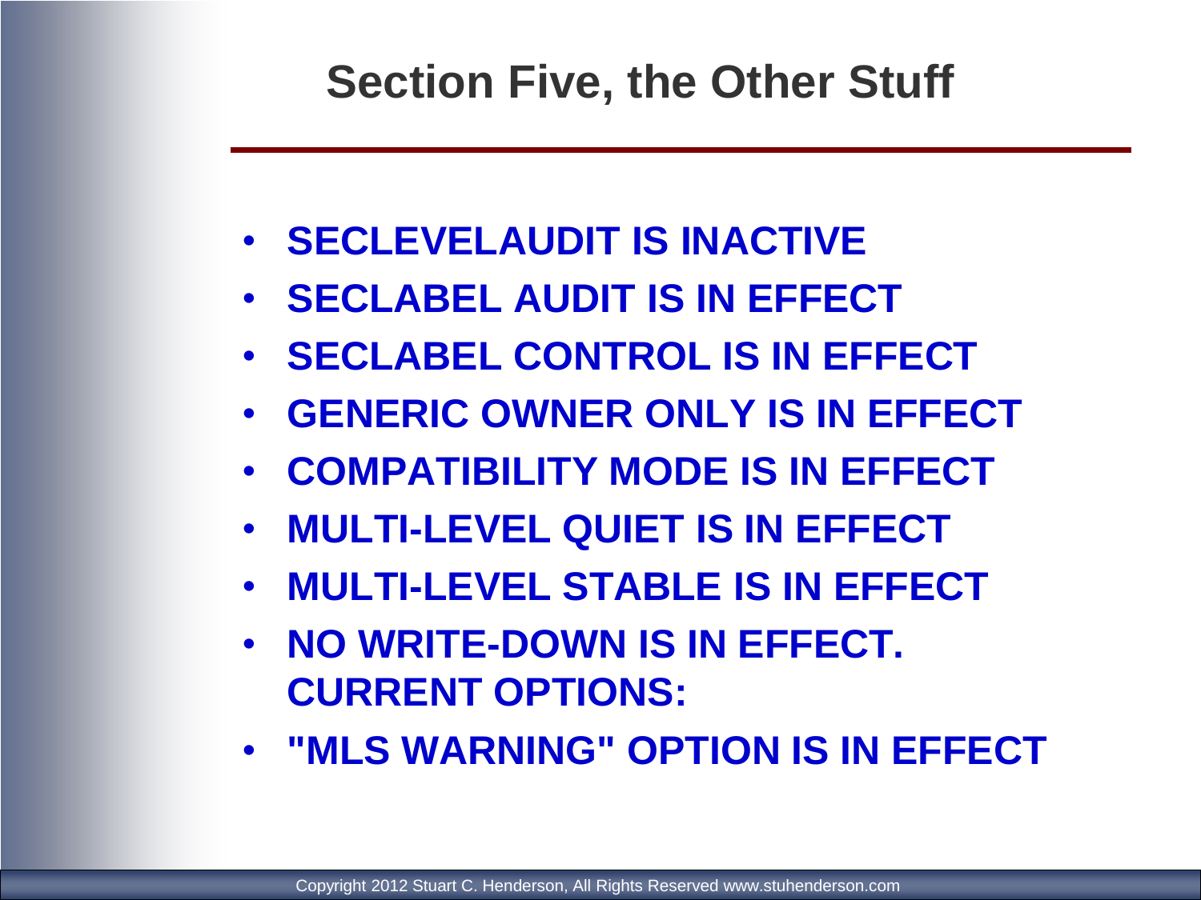# Section Five, the Other Stuff

- **SECLEVELAUDIT IS INACTIVE**
- **SECLABEL AUDIT IS IN EFFECT**
- **SECLABEL CONTROL IS IN EFFECT**
- **GENERIC OWNER ONLY IS IN EFFECT**
- **COMPATIBILITY MODE IS IN EFFECT**
- **MULTI-LEVEL QUIET IS IN EFFECT**
- **MULTI-LEVEL STABLE IS IN EFFECT**
- **NO WRITE-DOWN IS IN EFFECT. CURRENT OPTIONS:**
- **"MLS WARNING" OPTION IS IN EFFECT**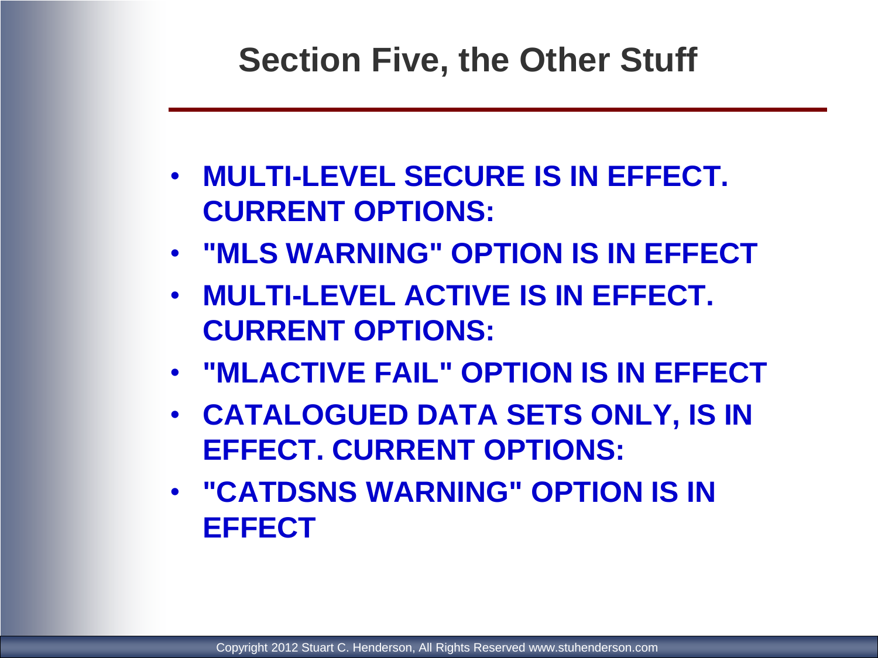# Section Five, the Other Stuff

- **MULTI-LEVEL SECURE IS IN EFFECT. CURRENT OPTIONS:**
- **"MLS WARNING" OPTION IS IN EFFECT**
- **MULTI-LEVEL ACTIVE IS IN EFFECT. CURRENT OPTIONS:**
- **"MLACTIVE FAIL" OPTION IS IN EFFECT**
- **CATALOGUED DATA SETS ONLY, IS IN EFFECT. CURRENT OPTIONS:**
- **"CATDSNS WARNING" OPTION IS IN EFFECT**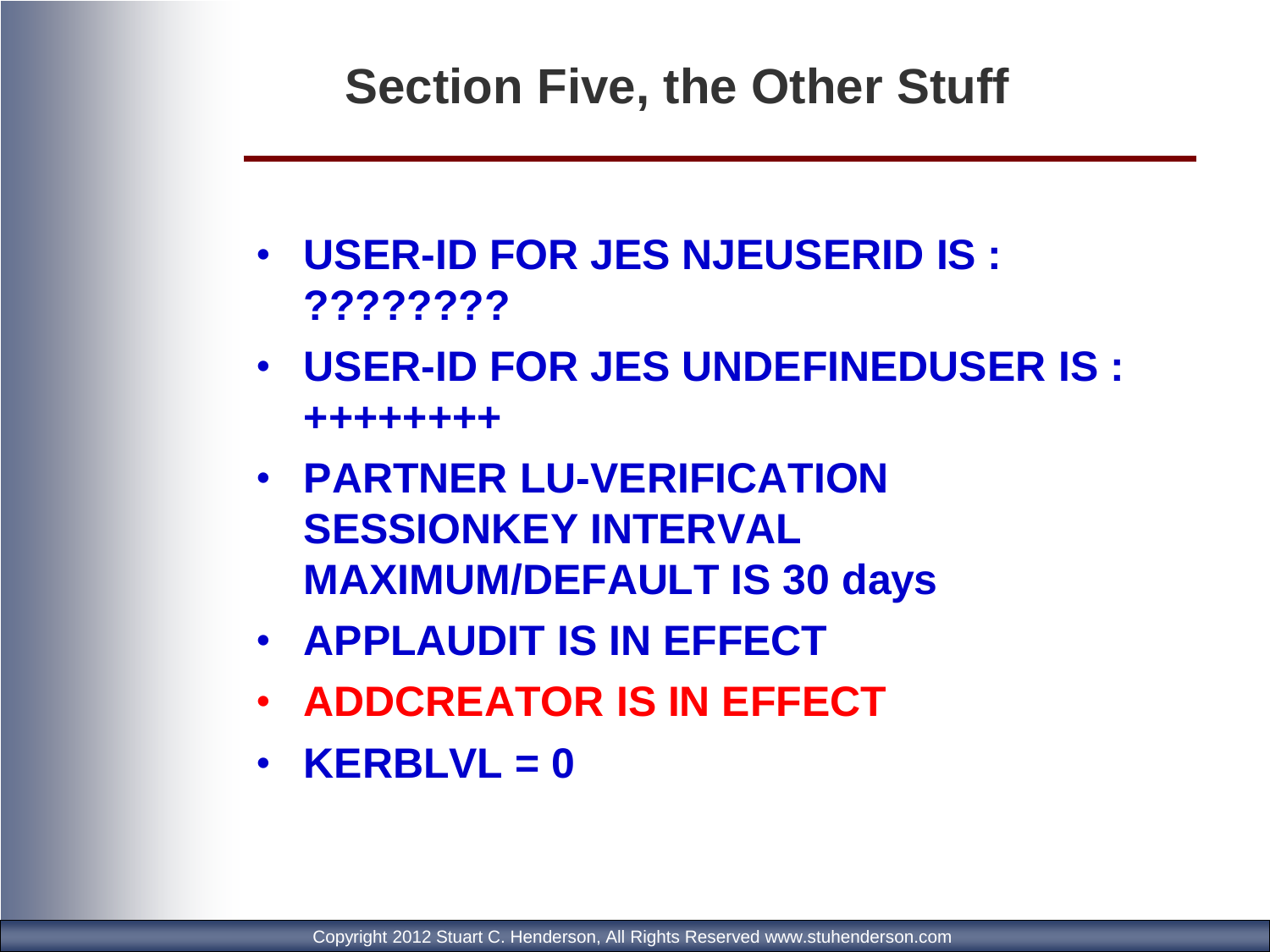# Section Five, the Other Stuff

- **USER-ID FOR JES NJEUSERID IS : ????????**
- **USER-ID FOR JES UNDEFINEDUSER IS : ++++++++**
- **PARTNER LU-VERIFICATION SESSIONKEY INTERVAL MAXIMUM/DEFAULT IS 30 days**
- **APPLAUDIT IS IN EFFECT**
- **ADDCREATOR IS IN EFFECT**
- **KERBLVL = 0**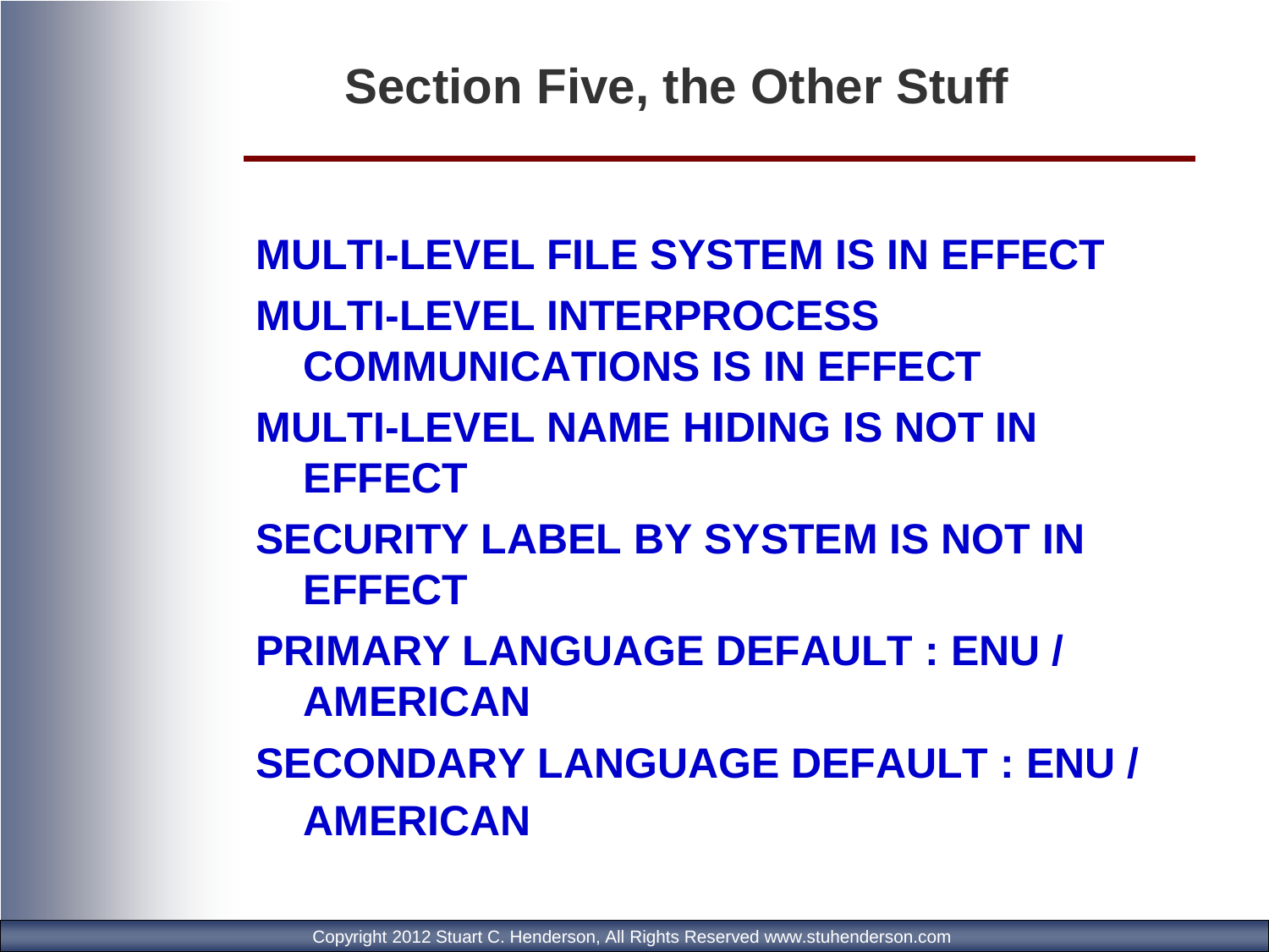# Section Five, the Other Stuff

**MULTI-LEVEL FILE SYSTEM IS IN EFFECT**

**MULTI-LEVEL INTERPROCESS COMMUNICATIONS IS IN EFFECT**

**MULTI-LEVEL NAME HIDING IS NOT IN EFFECT**

**SECURITY LABEL BY SYSTEM IS NOT IN EFFECT**

**PRIMARY LANGUAGE DEFAULT : ENU / AMERICAN**

**SECONDARY LANGUAGE DEFAULT : ENU / AMERICAN**

Copyright 2012 Stuart C. Henderson, All Rights Reserved www.stuhenderson.com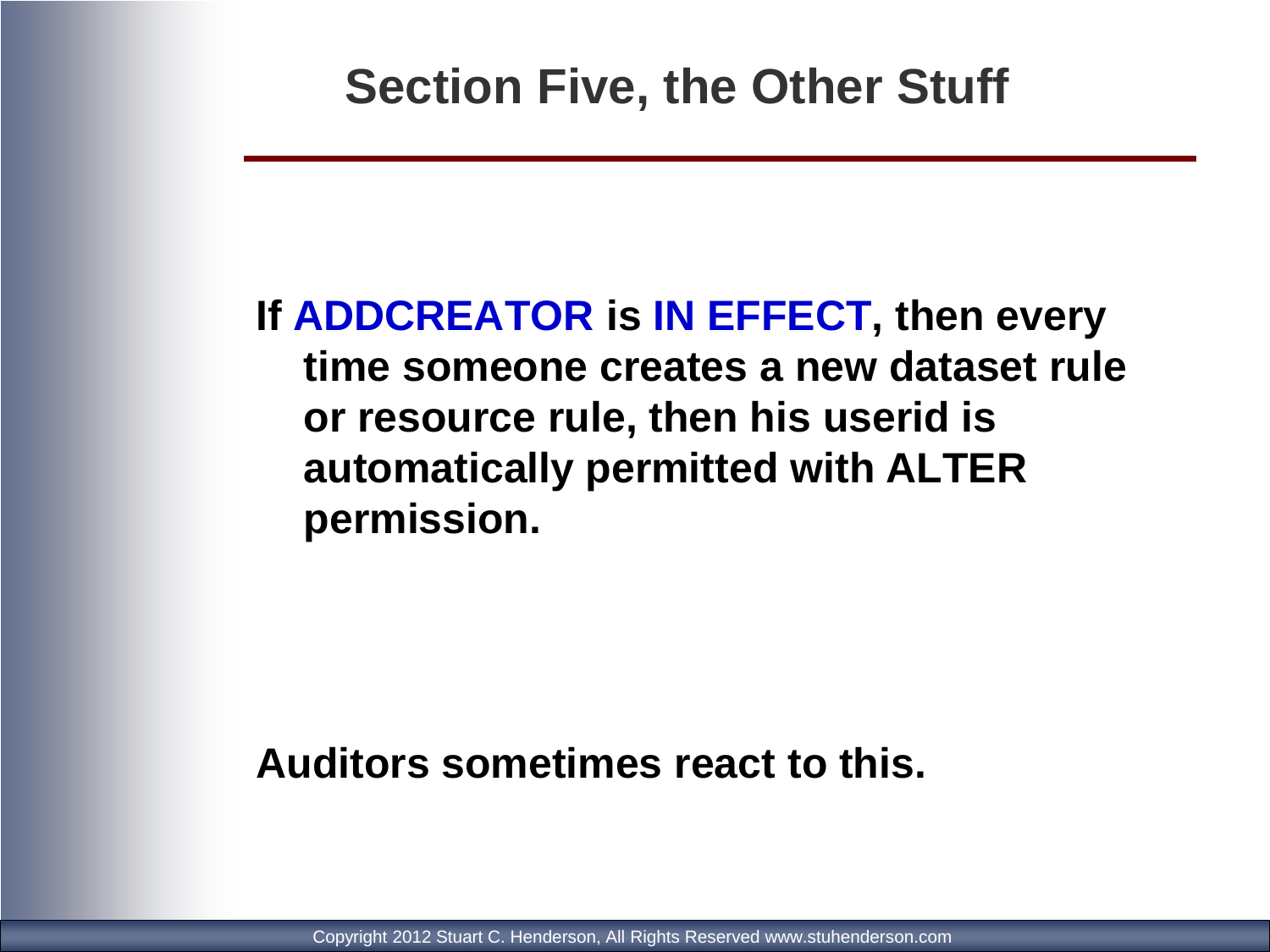# Section Five, the Other Stuff

**If ADDCREATOR is IN EFFECT, then every time someone creates a new dataset rule or resource rule, then his userid is automatically permitted with ALTER permission.**

**Auditors sometimes react to this.**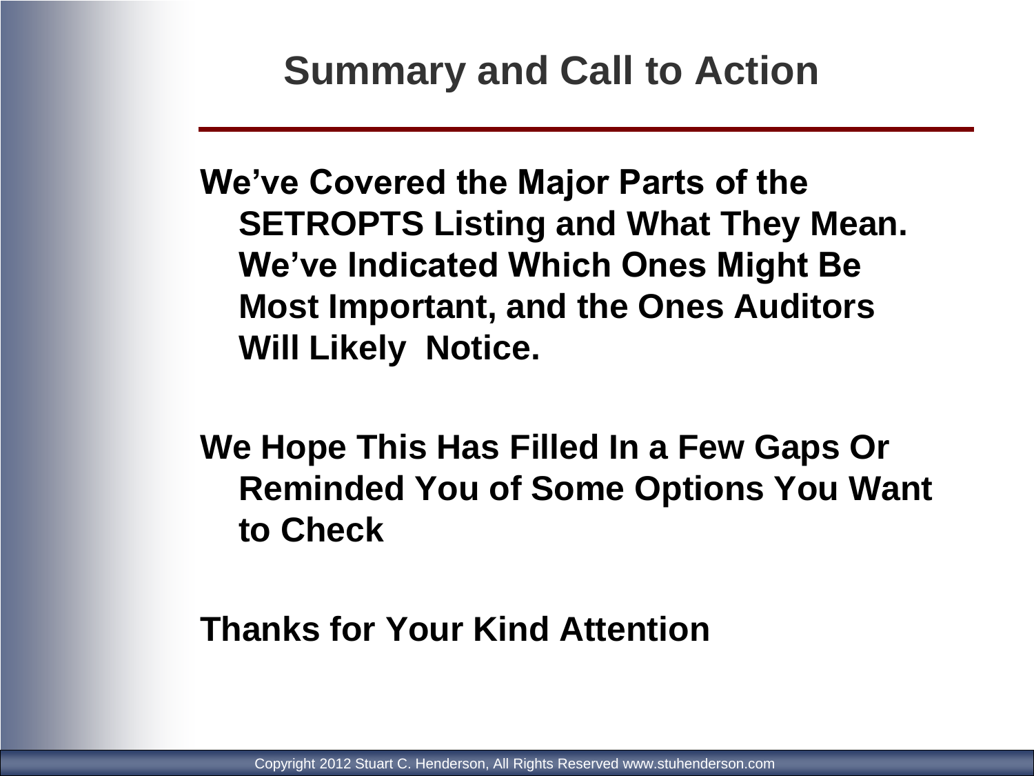# Summary and Call to Action

**We've Covered the Major Parts of the SETROPTS Listing and What They Mean. We've Indicated Which Ones Might Be Most Important, and the Ones Auditors Will Likely Notice.**

**We Hope This Has Filled In a Few Gaps Or Reminded You of Some Options You Want to Check**

**Thanks for Your Kind Attention**